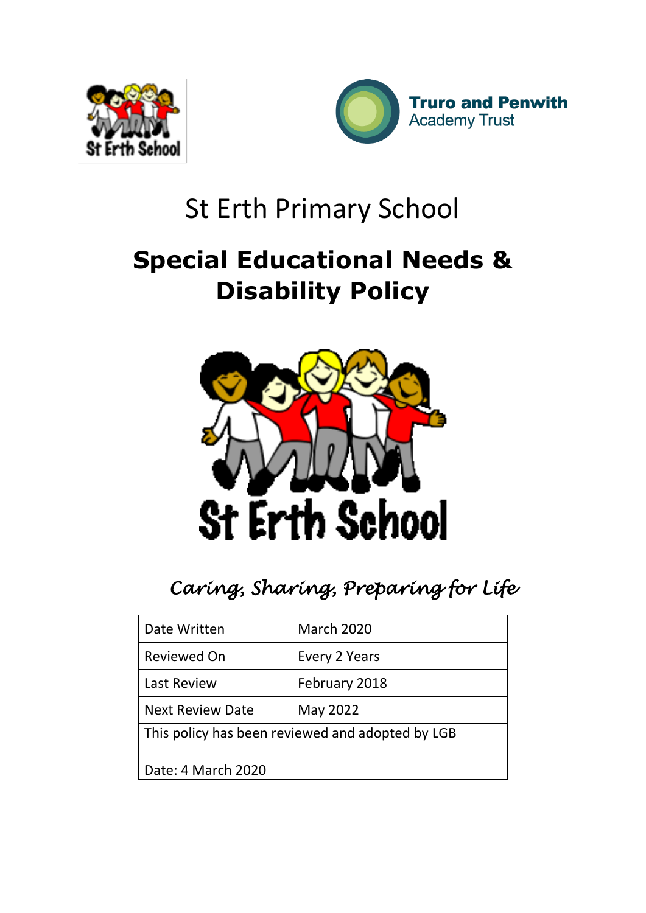St Erth School

**Truro and Penwith** Academy Trust

# St Erth Primary School

# Special Educational Needs & Disability Policy

St Erth School

*Caring, Sharing, Preparing for Life*

| Date Written | March 2020 |
| --- | --- |
| Reviewed On | Every 2 Years |
| Last Review | February 2018 |
| Next Review Date | May 2022 |
| This policy has been reviewed and adopted by LGB<br><br>Date: 4 March 2020 | |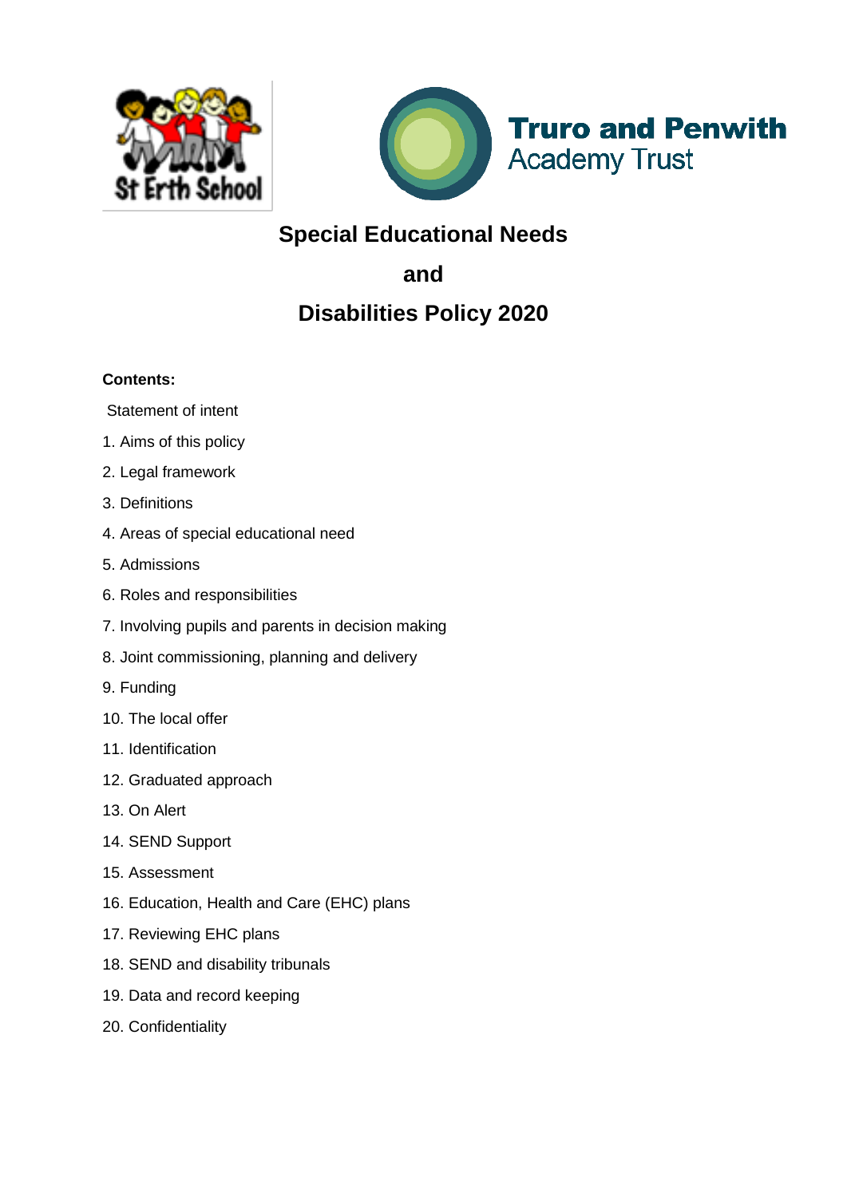# Special Educational Needs

# and

# Disabilities Policy 2020

**Contents:**

Statement of intent

1. Aims of this policy
2. Legal framework
3. Definitions
4. Areas of special educational need
5. Admissions
6. Roles and responsibilities
7. Involving pupils and parents in decision making
8. Joint commissioning, planning and delivery
9. Funding
10. The local offer
11. Identification
12. Graduated approach
13. On Alert
14. SEND Support
15. Assessment
16. Education, Health and Care (EHC) plans
17. Reviewing EHC plans
18. SEND and disability tribunals
19. Data and record keeping
20. Confidentiality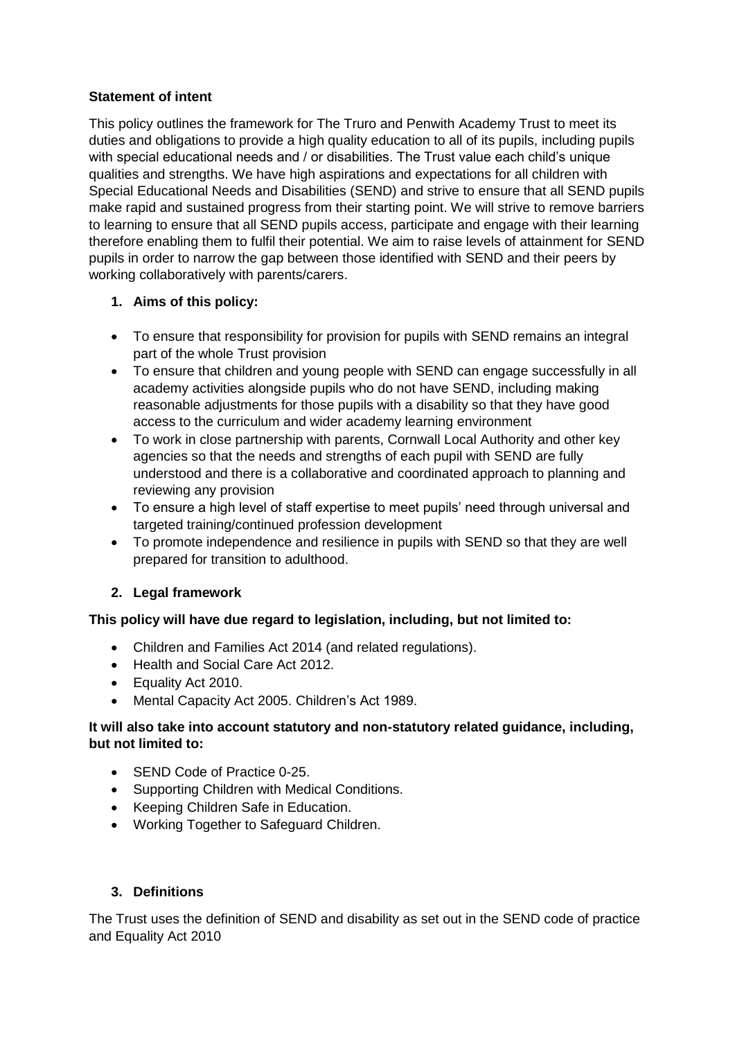**Statement of intent**

This policy outlines the framework for The Truro and Penwith Academy Trust to meet its duties and obligations to provide a high quality education to all of its pupils, including pupils with special educational needs and / or disabilities. The Trust value each child's unique qualities and strengths. We have high aspirations and expectations for all children with Special Educational Needs and Disabilities (SEND) and strive to ensure that all SEND pupils make rapid and sustained progress from their starting point. We will strive to remove barriers to learning to ensure that all SEND pupils access, participate and engage with their learning therefore enabling them to fulfil their potential. We aim to raise levels of attainment for SEND pupils in order to narrow the gap between those identified with SEND and their peers by working collaboratively with parents/carers.

1. **Aims of this policy:**

- To ensure that responsibility for provision for pupils with SEND remains an integral part of the whole Trust provision
- To ensure that children and young people with SEND can engage successfully in all academy activities alongside pupils who do not have SEND, including making reasonable adjustments for those pupils with a disability so that they have good access to the curriculum and wider academy learning environment
- To work in close partnership with parents, Cornwall Local Authority and other key agencies so that the needs and strengths of each pupil with SEND are fully understood and there is a collaborative and coordinated approach to planning and reviewing any provision
- To ensure a high level of staff expertise to meet pupils' need through universal and targeted training/continued profession development
- To promote independence and resilience in pupils with SEND so that they are well prepared for transition to adulthood.

2. **Legal framework**

**This policy will have due regard to legislation, including, but not limited to:**

- Children and Families Act 2014 (and related regulations).
- Health and Social Care Act 2012.
- Equality Act 2010.
- Mental Capacity Act 2005. Children's Act 1989.

**It will also take into account statutory and non-statutory related guidance, including, but not limited to:**

- SEND Code of Practice 0-25.
- Supporting Children with Medical Conditions.
- Keeping Children Safe in Education.
- Working Together to Safeguard Children.

3. **Definitions**

The Trust uses the definition of SEND and disability as set out in the SEND code of practice and Equality Act 2010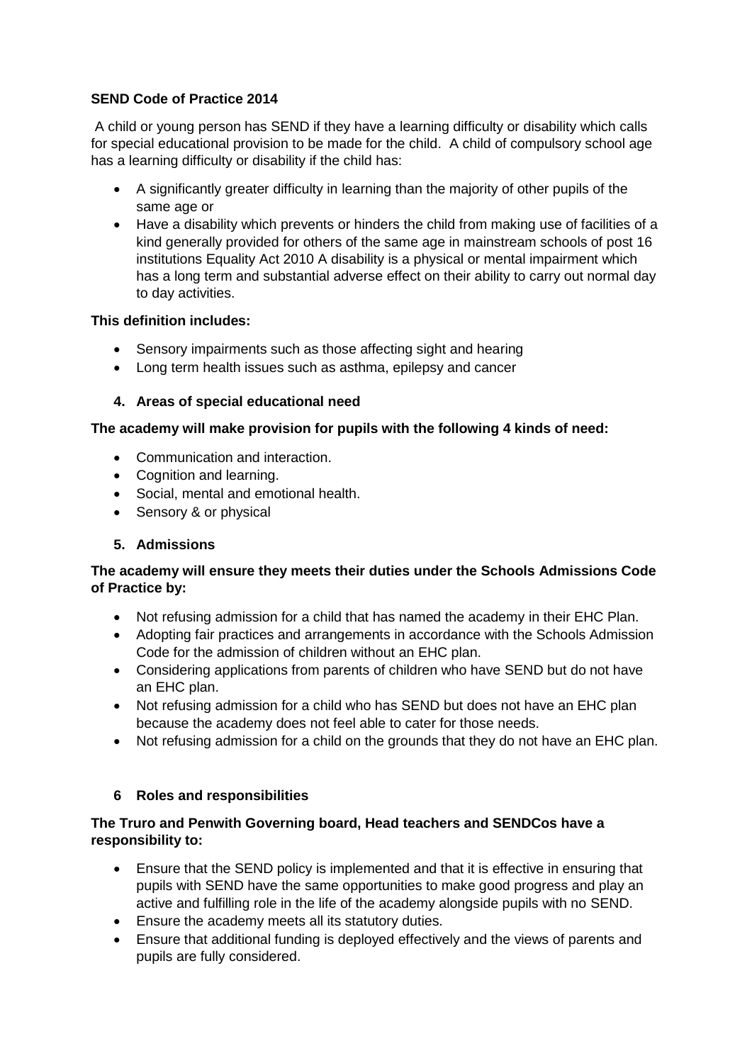**SEND Code of Practice 2014**

A child or young person has SEND if they have a learning difficulty or disability which calls for special educational provision to be made for the child. A child of compulsory school age has a learning difficulty or disability if the child has:

- A significantly greater difficulty in learning than the majority of other pupils of the same age or
- Have a disability which prevents or hinders the child from making use of facilities of a kind generally provided for others of the same age in mainstream schools of post 16 institutions Equality Act 2010 A disability is a physical or mental impairment which has a long term and substantial adverse effect on their ability to carry out normal day to day activities.

**This definition includes:**

- Sensory impairments such as those affecting sight and hearing
- Long term health issues such as asthma, epilepsy and cancer

### 4. Areas of special educational need

**The academy will make provision for pupils with the following 4 kinds of need:**

- Communication and interaction.
- Cognition and learning.
- Social, mental and emotional health.
- Sensory & or physical

### 5. Admissions

**The academy will ensure they meets their duties under the Schools Admissions Code of Practice by:**

- Not refusing admission for a child that has named the academy in their EHC Plan.
- Adopting fair practices and arrangements in accordance with the Schools Admission Code for the admission of children without an EHC plan.
- Considering applications from parents of children who have SEND but do not have an EHC plan.
- Not refusing admission for a child who has SEND but does not have an EHC plan because the academy does not feel able to cater for those needs.
- Not refusing admission for a child on the grounds that they do not have an EHC plan.

### 6 Roles and responsibilities

**The Truro and Penwith Governing board, Head teachers and SENDCos have a responsibility to:**

- Ensure that the SEND policy is implemented and that it is effective in ensuring that pupils with SEND have the same opportunities to make good progress and play an active and fulfilling role in the life of the academy alongside pupils with no SEND.
- Ensure the academy meets all its statutory duties.
- Ensure that additional funding is deployed effectively and the views of parents and pupils are fully considered.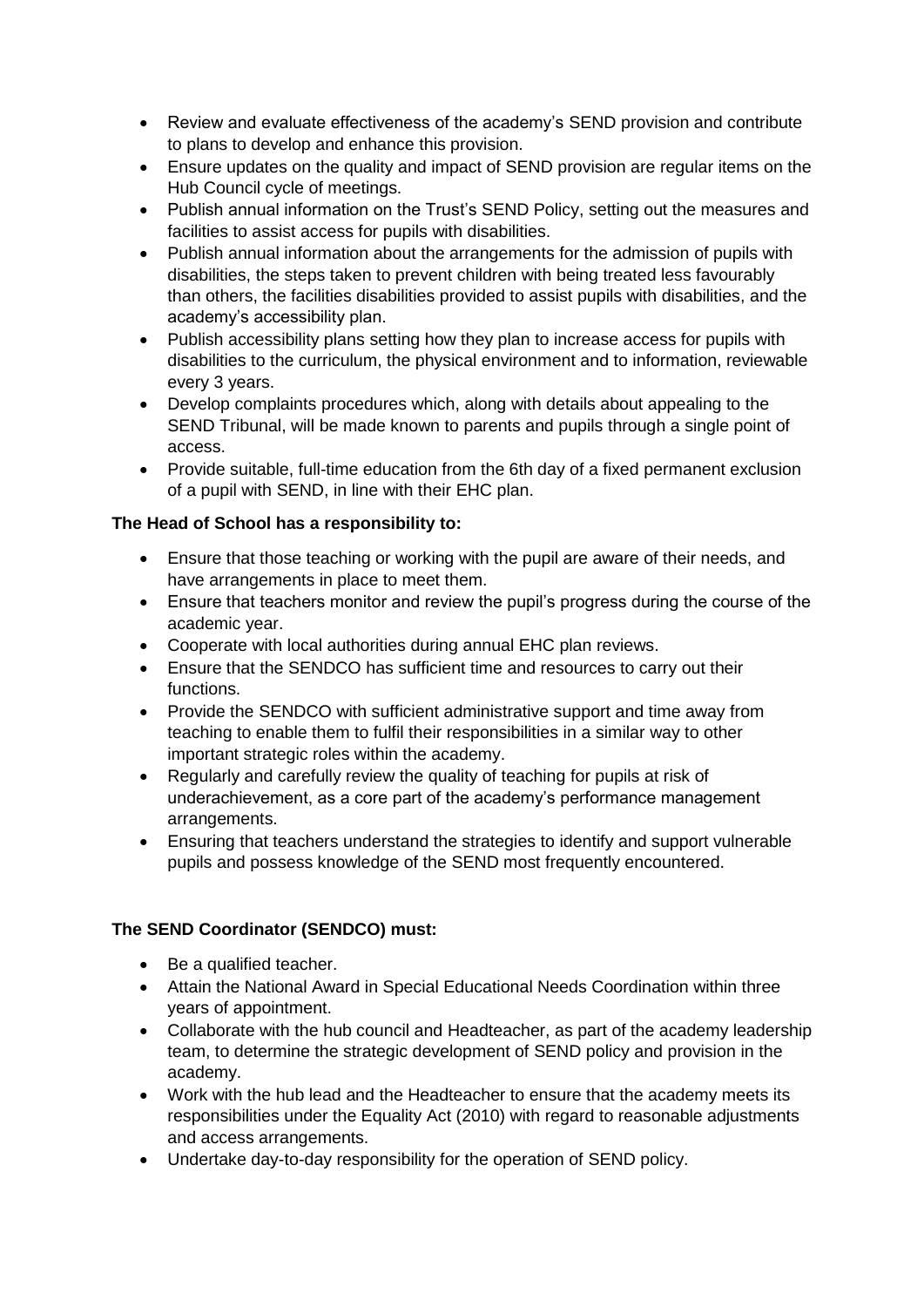- Review and evaluate effectiveness of the academy's SEND provision and contribute to plans to develop and enhance this provision.
- Ensure updates on the quality and impact of SEND provision are regular items on the Hub Council cycle of meetings.
- Publish annual information on the Trust's SEND Policy, setting out the measures and facilities to assist access for pupils with disabilities.
- Publish annual information about the arrangements for the admission of pupils with disabilities, the steps taken to prevent children with being treated less favourably than others, the facilities disabilities provided to assist pupils with disabilities, and the academy's accessibility plan.
- Publish accessibility plans setting how they plan to increase access for pupils with disabilities to the curriculum, the physical environment and to information, reviewable every 3 years.
- Develop complaints procedures which, along with details about appealing to the SEND Tribunal, will be made known to parents and pupils through a single point of access.
- Provide suitable, full-time education from the 6th day of a fixed permanent exclusion of a pupil with SEND, in line with their EHC plan.

**The Head of School has a responsibility to:**

- Ensure that those teaching or working with the pupil are aware of their needs, and have arrangements in place to meet them.
- Ensure that teachers monitor and review the pupil's progress during the course of the academic year.
- Cooperate with local authorities during annual EHC plan reviews.
- Ensure that the SENDCO has sufficient time and resources to carry out their functions.
- Provide the SENDCO with sufficient administrative support and time away from teaching to enable them to fulfil their responsibilities in a similar way to other important strategic roles within the academy.
- Regularly and carefully review the quality of teaching for pupils at risk of underachievement, as a core part of the academy's performance management arrangements.
- Ensuring that teachers understand the strategies to identify and support vulnerable pupils and possess knowledge of the SEND most frequently encountered.

**The SEND Coordinator (SENDCO) must:**

- Be a qualified teacher.
- Attain the National Award in Special Educational Needs Coordination within three years of appointment.
- Collaborate with the hub council and Headteacher, as part of the academy leadership team, to determine the strategic development of SEND policy and provision in the academy.
- Work with the hub lead and the Headteacher to ensure that the academy meets its responsibilities under the Equality Act (2010) with regard to reasonable adjustments and access arrangements.
- Undertake day-to-day responsibility for the operation of SEND policy.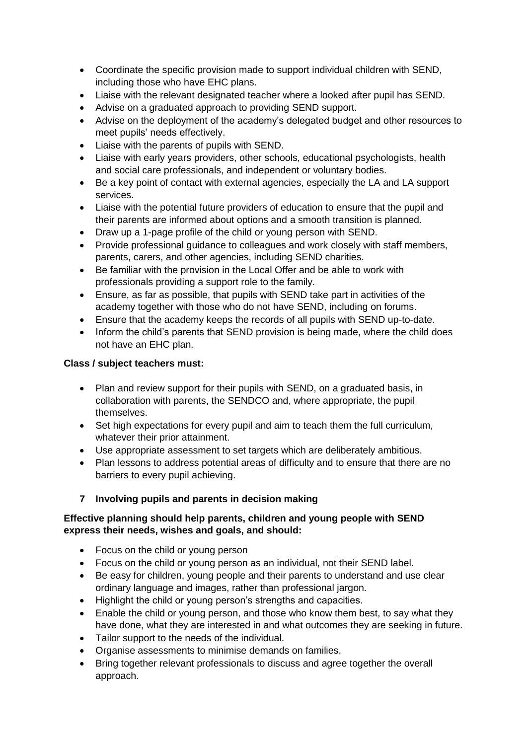- Coordinate the specific provision made to support individual children with SEND, including those who have EHC plans.
- Liaise with the relevant designated teacher where a looked after pupil has SEND.
- Advise on a graduated approach to providing SEND support.
- Advise on the deployment of the academy's delegated budget and other resources to meet pupils' needs effectively.
- Liaise with the parents of pupils with SEND.
- Liaise with early years providers, other schools, educational psychologists, health and social care professionals, and independent or voluntary bodies.
- Be a key point of contact with external agencies, especially the LA and LA support services.
- Liaise with the potential future providers of education to ensure that the pupil and their parents are informed about options and a smooth transition is planned.
- Draw up a 1-page profile of the child or young person with SEND.
- Provide professional guidance to colleagues and work closely with staff members, parents, carers, and other agencies, including SEND charities.
- Be familiar with the provision in the Local Offer and be able to work with professionals providing a support role to the family.
- Ensure, as far as possible, that pupils with SEND take part in activities of the academy together with those who do not have SEND, including on forums.
- Ensure that the academy keeps the records of all pupils with SEND up-to-date.
- Inform the child's parents that SEND provision is being made, where the child does not have an EHC plan.

**Class / subject teachers must:**

- Plan and review support for their pupils with SEND, on a graduated basis, in collaboration with parents, the SENDCO and, where appropriate, the pupil themselves.
- Set high expectations for every pupil and aim to teach them the full curriculum, whatever their prior attainment.
- Use appropriate assessment to set targets which are deliberately ambitious.
- Plan lessons to address potential areas of difficulty and to ensure that there are no barriers to every pupil achieving.

## 7 Involving pupils and parents in decision making

**Effective planning should help parents, children and young people with SEND express their needs, wishes and goals, and should:**

- Focus on the child or young person
- Focus on the child or young person as an individual, not their SEND label.
- Be easy for children, young people and their parents to understand and use clear ordinary language and images, rather than professional jargon.
- Highlight the child or young person's strengths and capacities.
- Enable the child or young person, and those who know them best, to say what they have done, what they are interested in and what outcomes they are seeking in future.
- Tailor support to the needs of the individual.
- Organise assessments to minimise demands on families.
- Bring together relevant professionals to discuss and agree together the overall approach.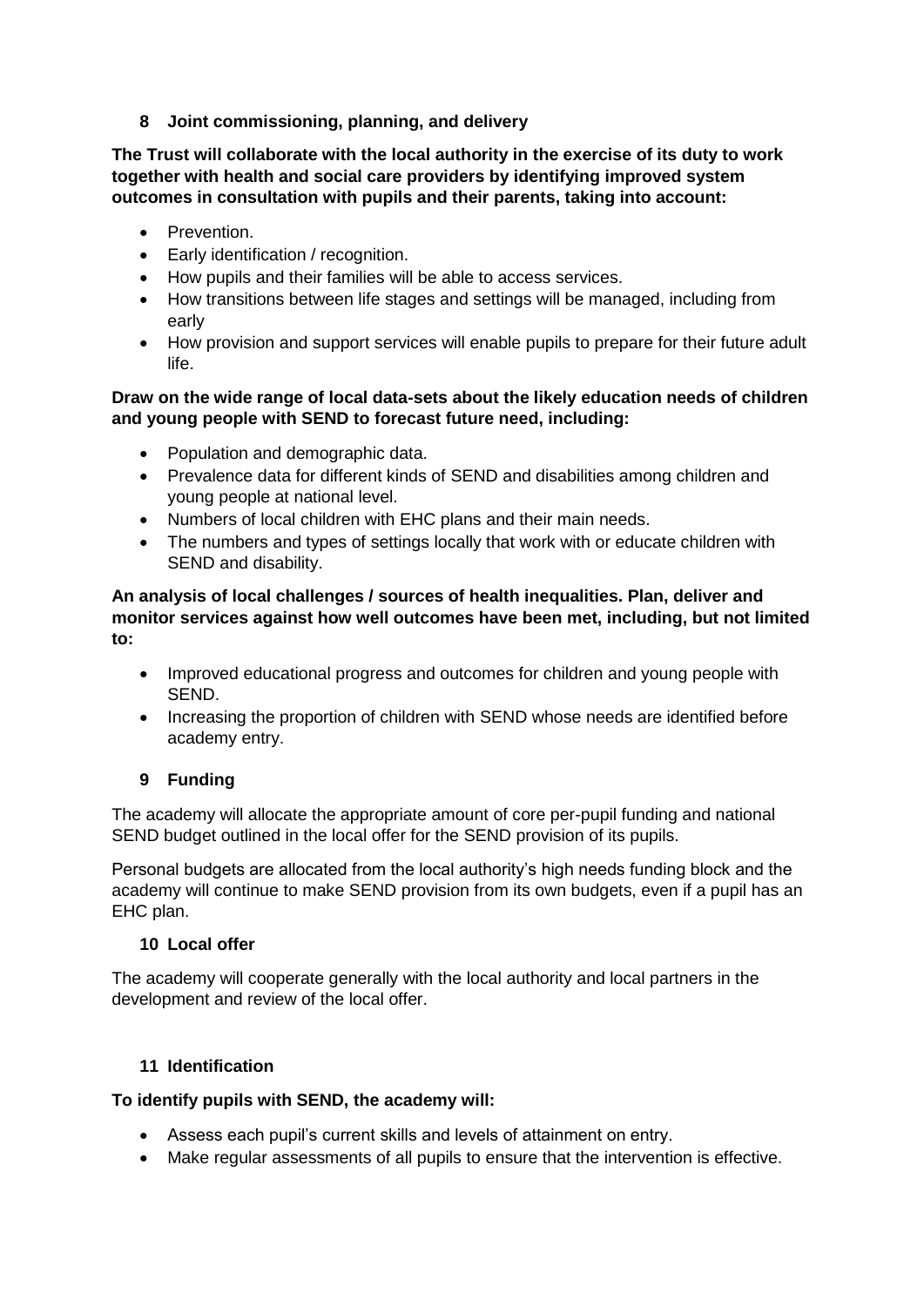## 8 Joint commissioning, planning, and delivery

**The Trust will collaborate with the local authority in the exercise of its duty to work together with health and social care providers by identifying improved system outcomes in consultation with pupils and their parents, taking into account:**

- Prevention.
- Early identification / recognition.
- How pupils and their families will be able to access services.
- How transitions between life stages and settings will be managed, including from early
- How provision and support services will enable pupils to prepare for their future adult life.

**Draw on the wide range of local data-sets about the likely education needs of children and young people with SEND to forecast future need, including:**

- Population and demographic data.
- Prevalence data for different kinds of SEND and disabilities among children and young people at national level.
- Numbers of local children with EHC plans and their main needs.
- The numbers and types of settings locally that work with or educate children with SEND and disability.

**An analysis of local challenges / sources of health inequalities. Plan, deliver and monitor services against how well outcomes have been met, including, but not limited to:**

- Improved educational progress and outcomes for children and young people with SEND.
- Increasing the proportion of children with SEND whose needs are identified before academy entry.

## 9 Funding

The academy will allocate the appropriate amount of core per-pupil funding and national SEND budget outlined in the local offer for the SEND provision of its pupils.

Personal budgets are allocated from the local authority's high needs funding block and the academy will continue to make SEND provision from its own budgets, even if a pupil has an EHC plan.

## 10 Local offer

The academy will cooperate generally with the local authority and local partners in the development and review of the local offer.

## 11 Identification

**To identify pupils with SEND, the academy will:**

- Assess each pupil's current skills and levels of attainment on entry.
- Make regular assessments of all pupils to ensure that the intervention is effective.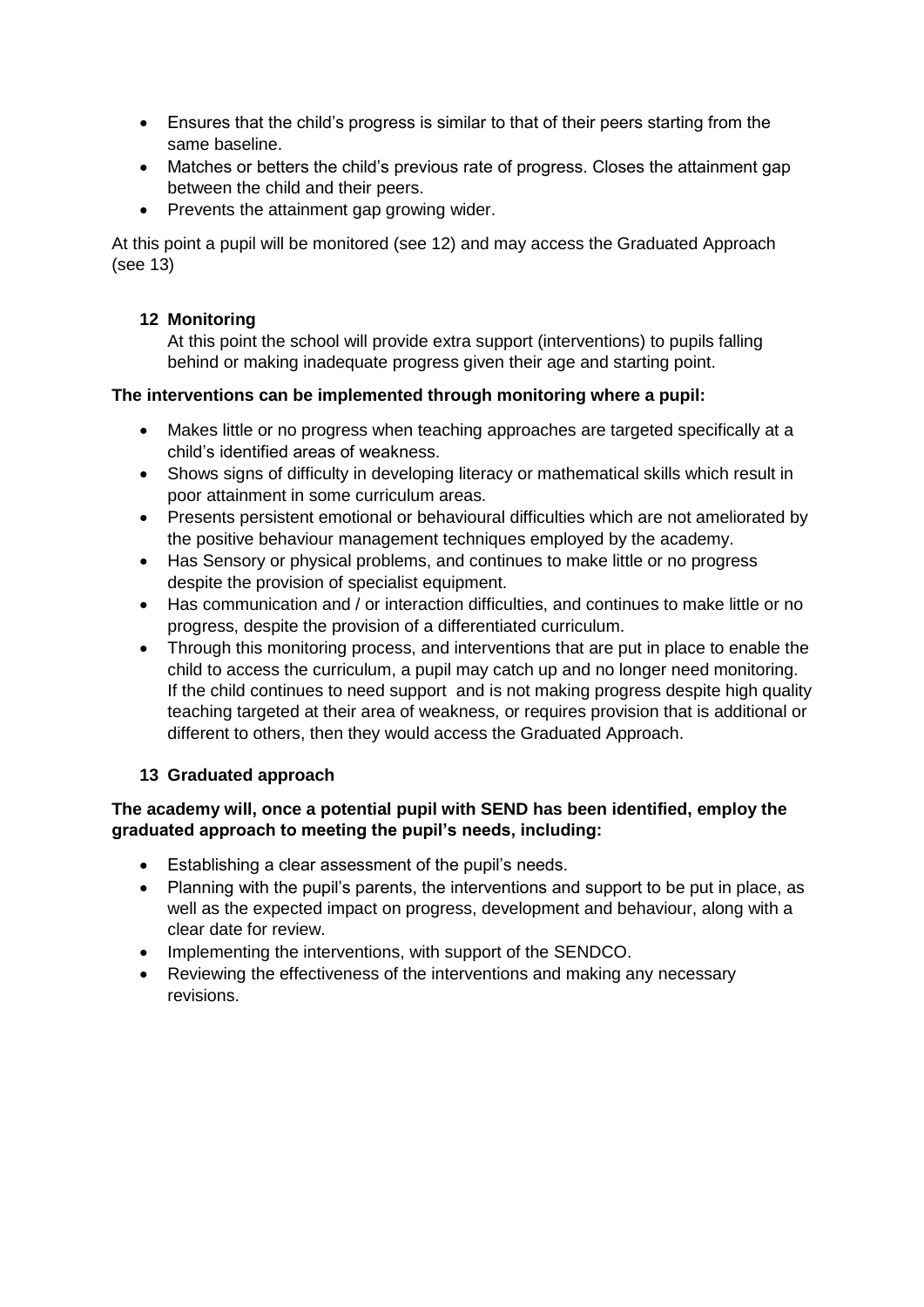- Ensures that the child's progress is similar to that of their peers starting from the same baseline.
- Matches or betters the child's previous rate of progress. Closes the attainment gap between the child and their peers.
- Prevents the attainment gap growing wider.

At this point a pupil will be monitored (see 12) and may access the Graduated Approach (see 13)

## 12 Monitoring

At this point the school will provide extra support (interventions) to pupils falling behind or making inadequate progress given their age and starting point.

**The interventions can be implemented through monitoring where a pupil:**

- Makes little or no progress when teaching approaches are targeted specifically at a child's identified areas of weakness.
- Shows signs of difficulty in developing literacy or mathematical skills which result in poor attainment in some curriculum areas.
- Presents persistent emotional or behavioural difficulties which are not ameliorated by the positive behaviour management techniques employed by the academy.
- Has Sensory or physical problems, and continues to make little or no progress despite the provision of specialist equipment.
- Has communication and / or interaction difficulties, and continues to make little or no progress, despite the provision of a differentiated curriculum.
- Through this monitoring process, and interventions that are put in place to enable the child to access the curriculum, a pupil may catch up and no longer need monitoring. If the child continues to need support and is not making progress despite high quality teaching targeted at their area of weakness, or requires provision that is additional or different to others, then they would access the Graduated Approach.

## 13 Graduated approach

**The academy will, once a potential pupil with SEND has been identified, employ the graduated approach to meeting the pupil's needs, including:**

- Establishing a clear assessment of the pupil's needs.
- Planning with the pupil's parents, the interventions and support to be put in place, as well as the expected impact on progress, development and behaviour, along with a clear date for review.
- Implementing the interventions, with support of the SENDCO.
- Reviewing the effectiveness of the interventions and making any necessary revisions.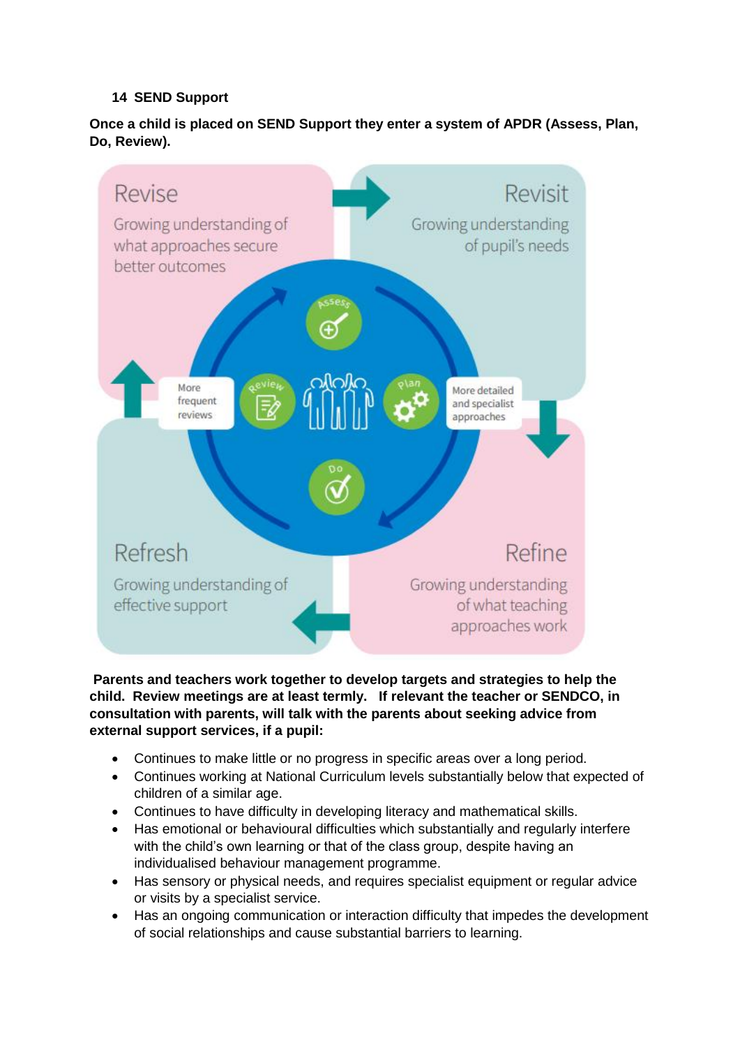## 14 SEND Support

**Once a child is placed on SEND Support they enter a system of APDR (Assess, Plan, Do, Review).**

Revise

Growing understanding of what approaches secure better outcomes

Revisit

Growing understanding of pupil's needs

Assess

Review

Plan

Do

More frequent reviews

More detailed and specialist approaches

Refresh

Growing understanding of effective support

Refine

Growing understanding of what teaching approaches work

**Parents and teachers work together to develop targets and strategies to help the child. Review meetings are at least termly. If relevant the teacher or SENDCO, in consultation with parents, will talk with the parents about seeking advice from external support services, if a pupil:**

- Continues to make little or no progress in specific areas over a long period.
- Continues working at National Curriculum levels substantially below that expected of children of a similar age.
- Continues to have difficulty in developing literacy and mathematical skills.
- Has emotional or behavioural difficulties which substantially and regularly interfere with the child's own learning or that of the class group, despite having an individualised behaviour management programme.
- Has sensory or physical needs, and requires specialist equipment or regular advice or visits by a specialist service.
- Has an ongoing communication or interaction difficulty that impedes the development of social relationships and cause substantial barriers to learning.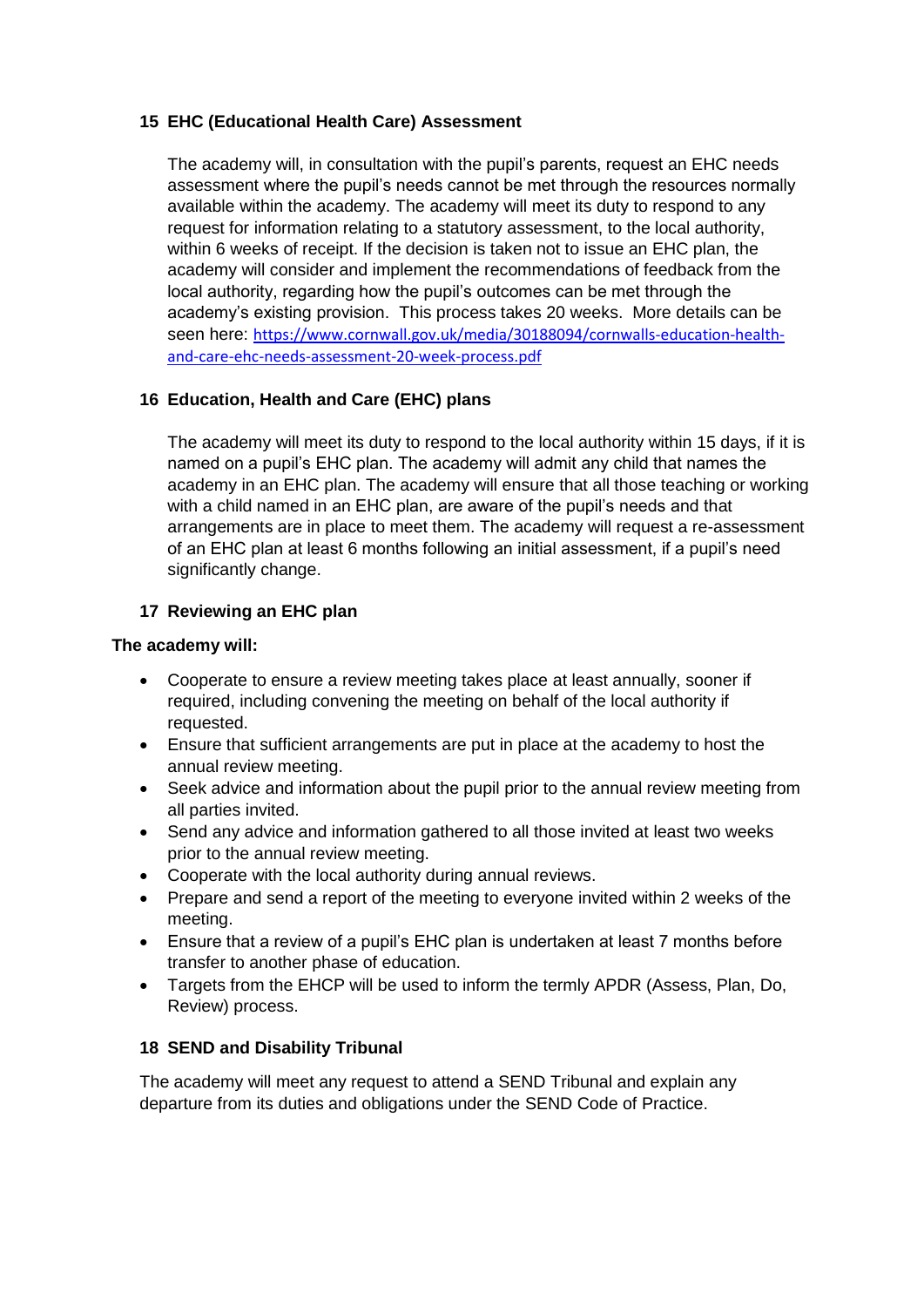## 15 EHC (Educational Health Care) Assessment

The academy will, in consultation with the pupil's parents, request an EHC needs assessment where the pupil's needs cannot be met through the resources normally available within the academy. The academy will meet its duty to respond to any request for information relating to a statutory assessment, to the local authority, within 6 weeks of receipt. If the decision is taken not to issue an EHC plan, the academy will consider and implement the recommendations of feedback from the local authority, regarding how the pupil's outcomes can be met through the academy's existing provision. This process takes 20 weeks. More details can be seen here: [https://www.cornwall.gov.uk/media/30188094/cornwalls-education-health-and-care-ehc-needs-assessment-20-week-process.pdf](https://www.cornwall.gov.uk/media/30188094/cornwalls-education-health-and-care-ehc-needs-assessment-20-week-process.pdf)

## 16 Education, Health and Care (EHC) plans

The academy will meet its duty to respond to the local authority within 15 days, if it is named on a pupil's EHC plan. The academy will admit any child that names the academy in an EHC plan. The academy will ensure that all those teaching or working with a child named in an EHC plan, are aware of the pupil's needs and that arrangements are in place to meet them. The academy will request a re-assessment of an EHC plan at least 6 months following an initial assessment, if a pupil's need significantly change.

## 17 Reviewing an EHC plan

**The academy will:**

- Cooperate to ensure a review meeting takes place at least annually, sooner if required, including convening the meeting on behalf of the local authority if requested.
- Ensure that sufficient arrangements are put in place at the academy to host the annual review meeting.
- Seek advice and information about the pupil prior to the annual review meeting from all parties invited.
- Send any advice and information gathered to all those invited at least two weeks prior to the annual review meeting.
- Cooperate with the local authority during annual reviews.
- Prepare and send a report of the meeting to everyone invited within 2 weeks of the meeting.
- Ensure that a review of a pupil's EHC plan is undertaken at least 7 months before transfer to another phase of education.
- Targets from the EHCP will be used to inform the termly APDR (Assess, Plan, Do, Review) process.

## 18 SEND and Disability Tribunal

The academy will meet any request to attend a SEND Tribunal and explain any departure from its duties and obligations under the SEND Code of Practice.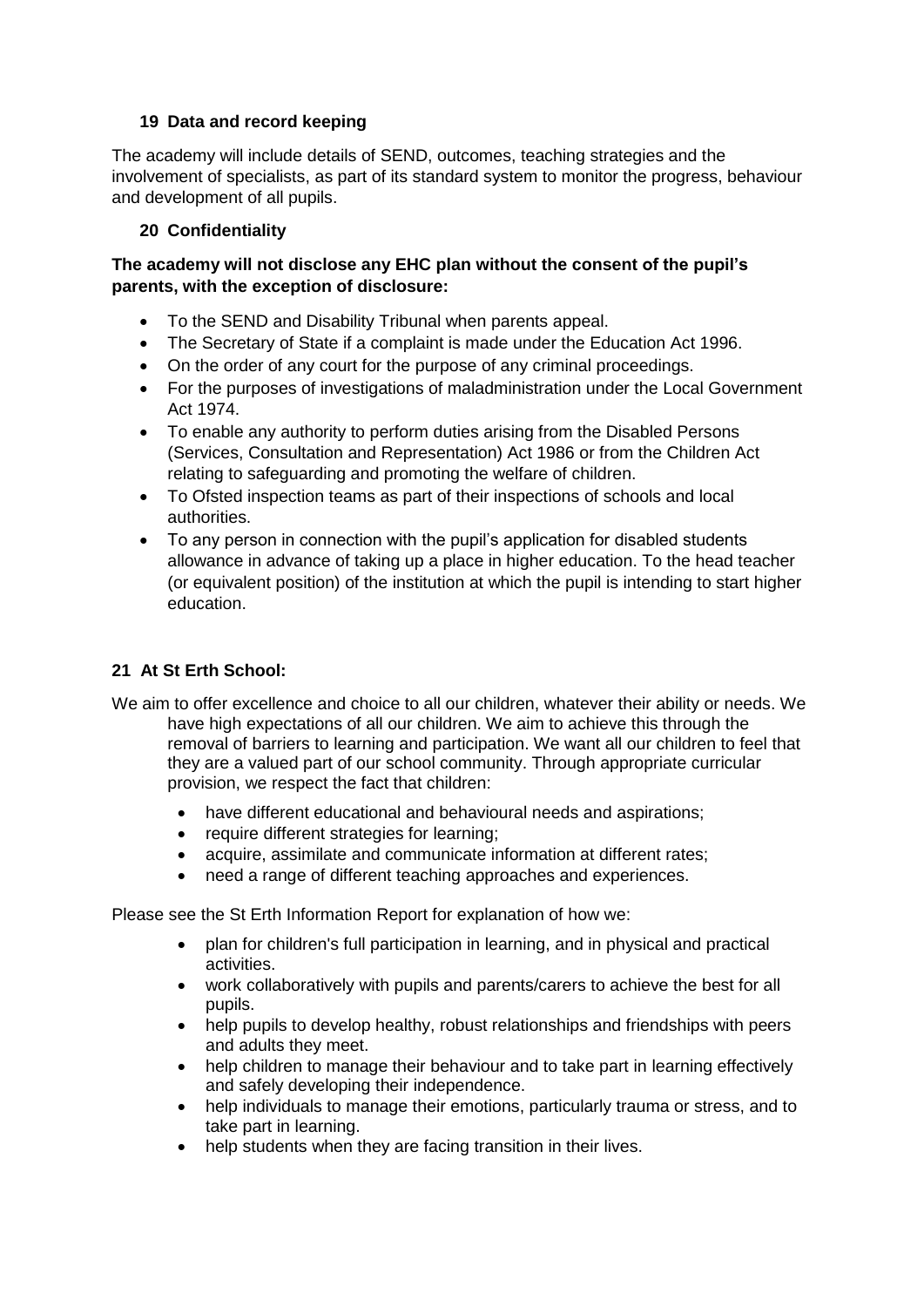## 19 Data and record keeping

The academy will include details of SEND, outcomes, teaching strategies and the involvement of specialists, as part of its standard system to monitor the progress, behaviour and development of all pupils.

## 20 Confidentiality

**The academy will not disclose any EHC plan without the consent of the pupil's parents, with the exception of disclosure:**

- To the SEND and Disability Tribunal when parents appeal.
- The Secretary of State if a complaint is made under the Education Act 1996.
- On the order of any court for the purpose of any criminal proceedings.
- For the purposes of investigations of maladministration under the Local Government Act 1974.
- To enable any authority to perform duties arising from the Disabled Persons (Services, Consultation and Representation) Act 1986 or from the Children Act relating to safeguarding and promoting the welfare of children.
- To Ofsted inspection teams as part of their inspections of schools and local authorities.
- To any person in connection with the pupil's application for disabled students allowance in advance of taking up a place in higher education. To the head teacher (or equivalent position) of the institution at which the pupil is intending to start higher education.

## 21 At St Erth School:

We aim to offer excellence and choice to all our children, whatever their ability or needs. We have high expectations of all our children. We aim to achieve this through the removal of barriers to learning and participation. We want all our children to feel that they are a valued part of our school community. Through appropriate curricular provision, we respect the fact that children:

- have different educational and behavioural needs and aspirations;
- require different strategies for learning;
- acquire, assimilate and communicate information at different rates;
- need a range of different teaching approaches and experiences.

Please see the St Erth Information Report for explanation of how we:

- plan for children's full participation in learning, and in physical and practical activities.
- work collaboratively with pupils and parents/carers to achieve the best for all pupils.
- help pupils to develop healthy, robust relationships and friendships with peers and adults they meet.
- help children to manage their behaviour and to take part in learning effectively and safely developing their independence.
- help individuals to manage their emotions, particularly trauma or stress, and to take part in learning.
- help students when they are facing transition in their lives.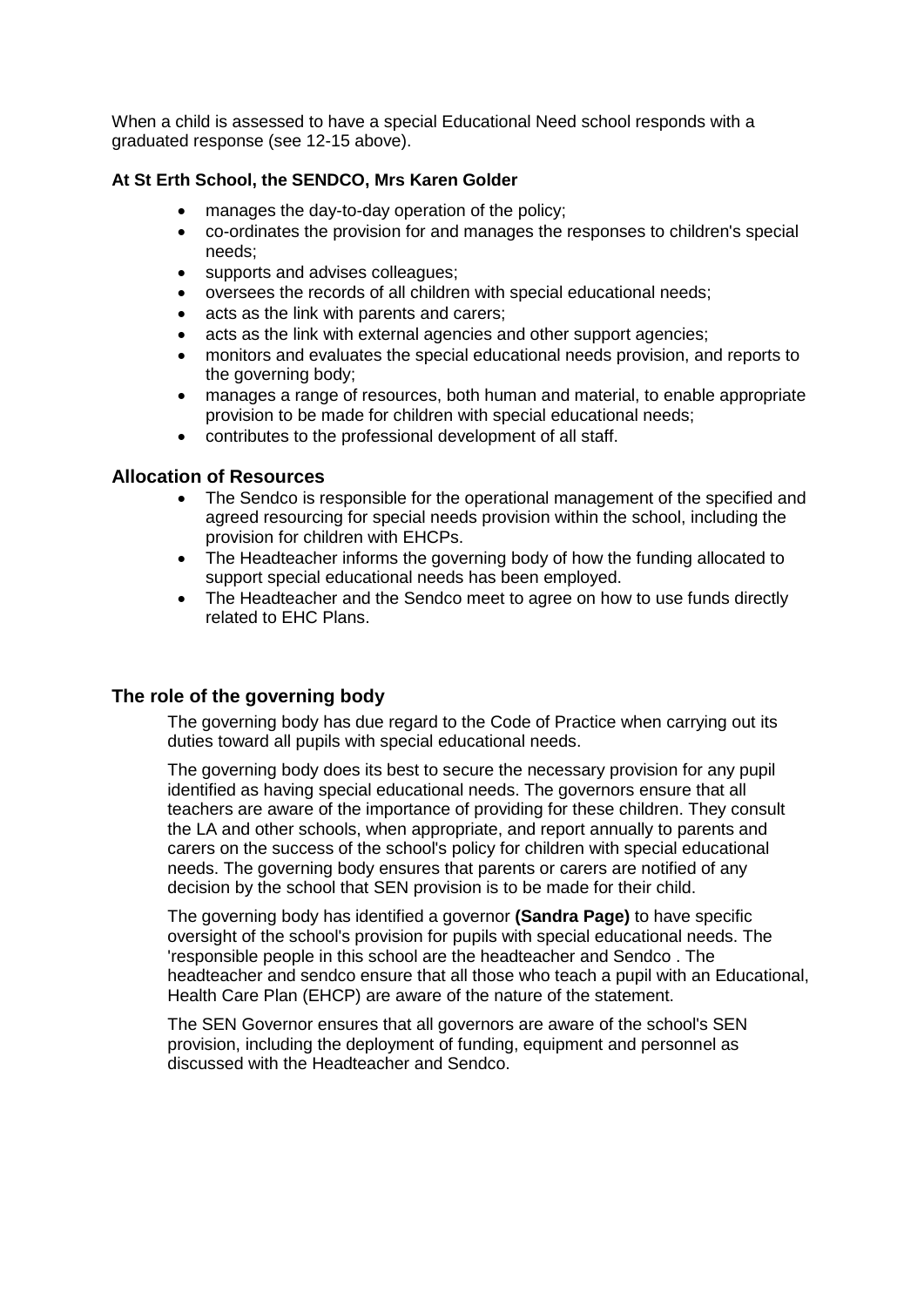When a child is assessed to have a special Educational Need school responds with a graduated response (see 12-15 above).

**At St Erth School, the SENDCO, Mrs Karen Golder**

- manages the day-to-day operation of the policy;
- co-ordinates the provision for and manages the responses to children's special needs;
- supports and advises colleagues;
- oversees the records of all children with special educational needs;
- acts as the link with parents and carers;
- acts as the link with external agencies and other support agencies;
- monitors and evaluates the special educational needs provision, and reports to the governing body;
- manages a range of resources, both human and material, to enable appropriate provision to be made for children with special educational needs;
- contributes to the professional development of all staff.

## Allocation of Resources

- The Sendco is responsible for the operational management of the specified and agreed resourcing for special needs provision within the school, including the provision for children with EHCPs.
- The Headteacher informs the governing body of how the funding allocated to support special educational needs has been employed.
- The Headteacher and the Sendco meet to agree on how to use funds directly related to EHC Plans.

## The role of the governing body

The governing body has due regard to the Code of Practice when carrying out its duties toward all pupils with special educational needs.

The governing body does its best to secure the necessary provision for any pupil identified as having special educational needs. The governors ensure that all teachers are aware of the importance of providing for these children. They consult the LA and other schools, when appropriate, and report annually to parents and carers on the success of the school's policy for children with special educational needs. The governing body ensures that parents or carers are notified of any decision by the school that SEN provision is to be made for their child.

The governing body has identified a governor **(Sandra Page)** to have specific oversight of the school's provision for pupils with special educational needs. The 'responsible people in this school are the headteacher and Sendco . The headteacher and sendco ensure that all those who teach a pupil with an Educational, Health Care Plan (EHCP) are aware of the nature of the statement.

The SEN Governor ensures that all governors are aware of the school's SEN provision, including the deployment of funding, equipment and personnel as discussed with the Headteacher and Sendco.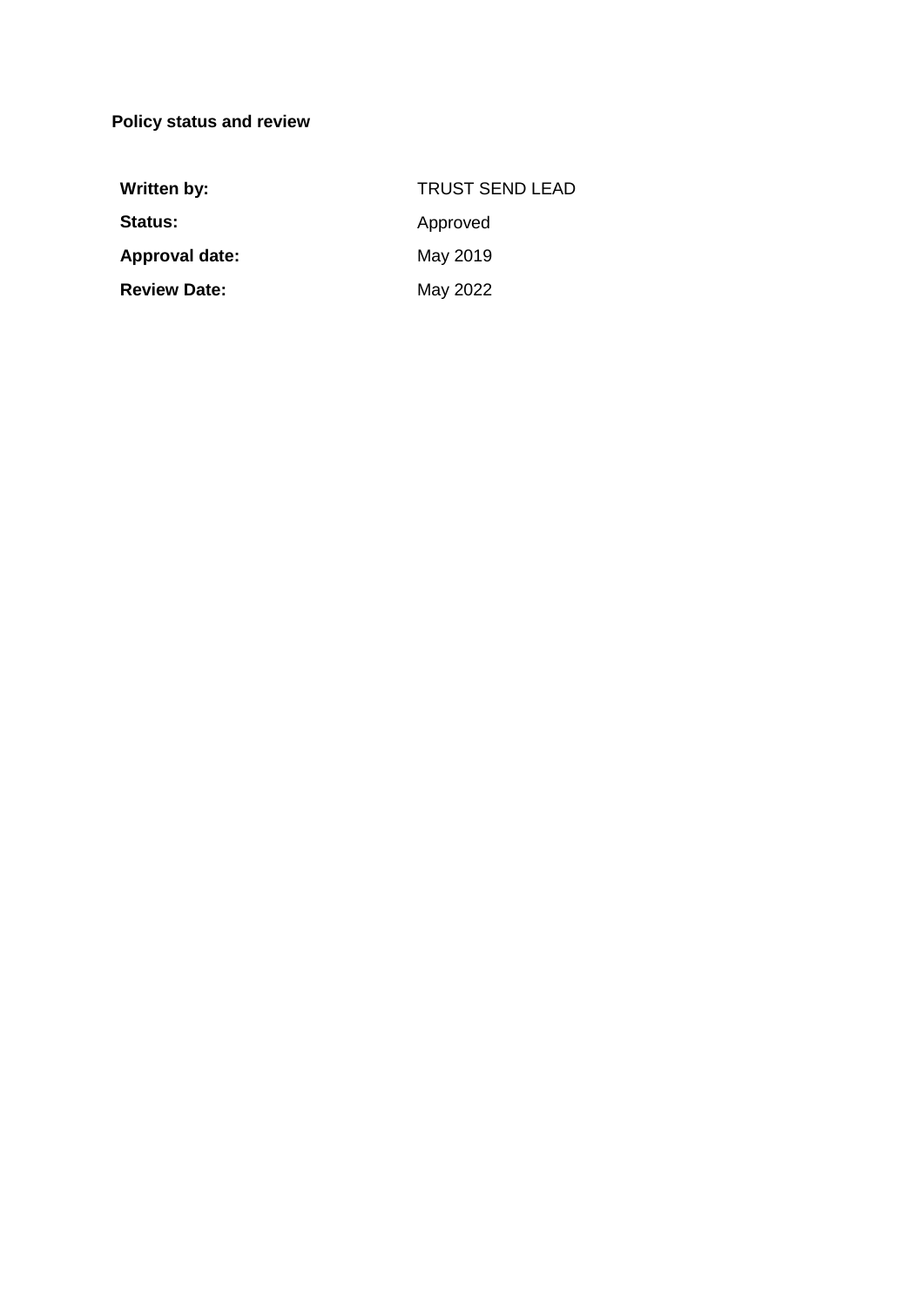**Policy status and review**

| | |
|---|---|
| **Written by:** | TRUST SEND LEAD |
| **Status:** | Approved |
| **Approval date:** | May 2019 |
| **Review Date:** | May 2022 |